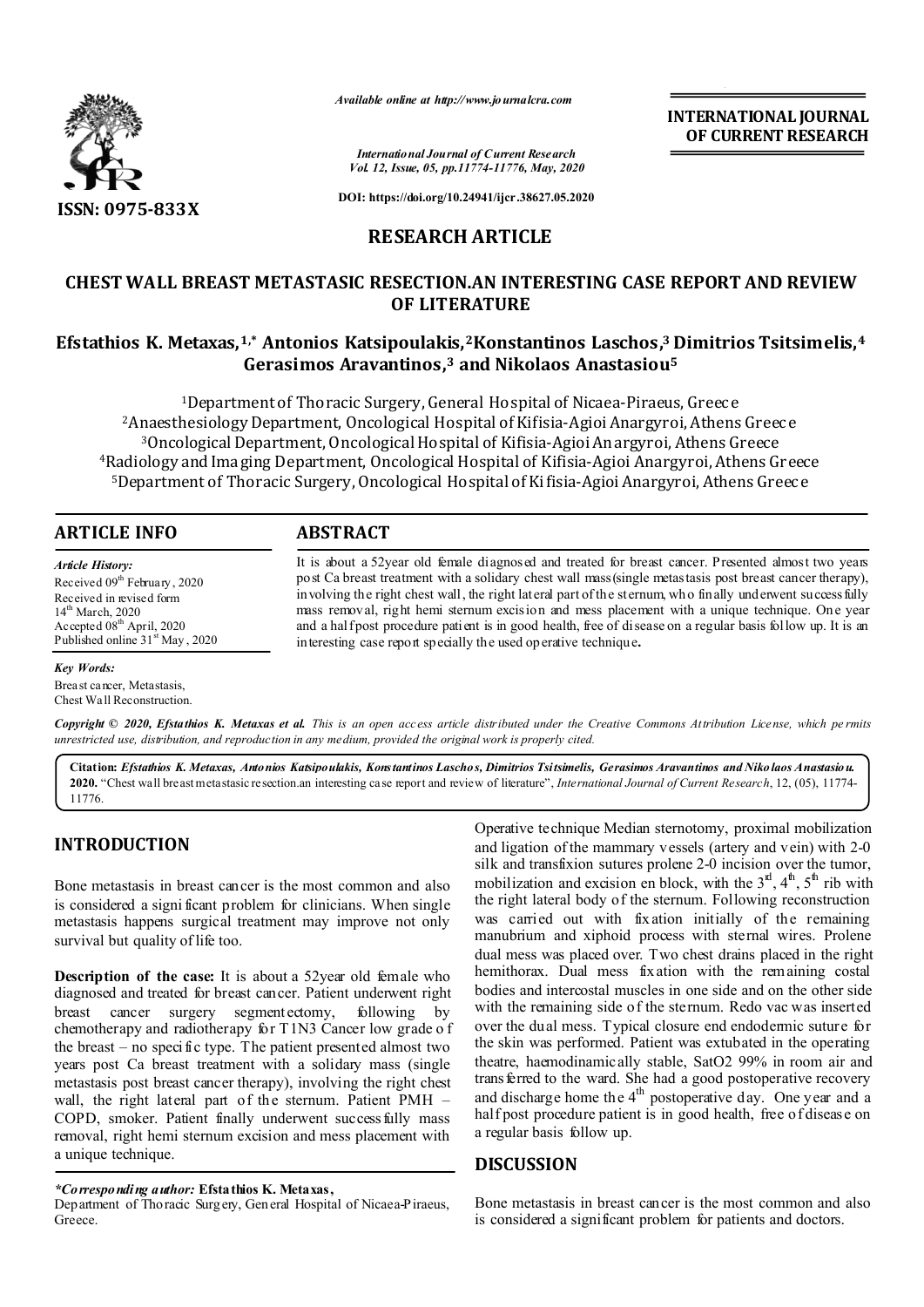ISSN: 0975-833X

*Available online at http://www.journalcra.com*

*International Journal of Current Research*
*Vol. 12, Issue, 05, pp.11774-11776, May, 2020*

**DOI: https://doi.org/10.24941/ijcr.38627.05.2020**

**INTERNATIONAL JOURNAL OF CURRENT RESEARCH**

## RESEARCH ARTICLE

# CHEST WALL BREAST METASTASIC RESECTION.AN INTERESTING CASE REPORT AND REVIEW OF LITERATURE

**Efstathios K. Metaxas,[1,*] Antonios Katsipoulakis,[2] Konstantinos Laschos,[3] Dimitrios Tsitsimelis,[4] Gerasimos Aravantinos,[3] and Nikolaos Anastasiou[5]**

[1]Department of Thoracic Surgery, General Hospital of Nicaea-Piraeus, Greece
[2]Anaesthesiology Department, Oncological Hospital of Kifisia-Agioi Anargyroi, Athens Greece
[3]Oncological Department, Oncological Hospital of Kifisia-Agioi Anargyroi, Athens Greece
[4]Radiology and Imaging Department, Oncological Hospital of Kifisia-Agioi Anargyroi, Athens Greece
[5]Department of Thoracic Surgery, Oncological Hospital of Kifisia-Agioi Anargyroi, Athens Greece

## ARTICLE INFO

*Article History:*
Received 09[th] February, 2020
Received in revised form
14[th] March, 2020
Accepted 08[th] April, 2020
Published online 31[st] May, 2020

*Key Words:*
Breast cancer, Metastasis,
Chest Wall Reconstruction.

## ABSTRACT

It is about a 52year old female diagnosed and treated for breast cancer. Presented almost two years post Ca breast treatment with a solidary chest wall mass(single metastasis post breast cancer therapy), involving the right chest wall, the right lateral part of the sternum, who finally underwent successfully mass removal, right hemi sternum excision and mess placement with a unique technique. One year and a half post procedure patient is in good health, free of disease on a regular basis follow up. It is an interesting case report specially the used operative technique.

*Copyright © 2020, Efstathios K. Metaxas et al. This is an open access article distributed under the Creative Commons Attribution License, which permits unrestricted use, distribution, and reproduction in any medium, provided the original work is properly cited.*

**Citation:** *Efstathios K. Metaxas, Antonios Katsipoulakis, Konstantinos Laschos, Dimitrios Tsitsimelis, Gerasimos Aravantinos and Nikolaos Anastasiou.* **2020.** "Chest wall breast metastasic resection.an interesting case report and review of literature", *International Journal of Current Research*, 12, (05), 11774-11776.

## INTRODUCTION

Bone metastasis in breast cancer is the most common and also is considered a significant problem for clinicians. When single metastasis happens surgical treatment may improve not only survival but quality of life too.

**Description of the case:** It is about a 52year old female who diagnosed and treated for breast cancer. Patient underwent right breast cancer surgery segmentectomy, following by chemotherapy and radiotherapy for T1N3 Cancer low grade of the breast – no specific type. The patient presented almost two years post Ca breast treatment with a solidary mass (single metastasis post breast cancer therapy), involving the right chest wall, the right lateral part of the sternum. Patient PMH – COPD, smoker. Patient finally underwent successfully mass removal, right hemi sternum excision and mess placement with a unique technique.

Operative technique Median sternotomy, proximal mobilization and ligation of the mammary vessels (artery and vein) with 2-0 silk and transfixion sutures prolene 2-0 incision over the tumor, mobilization and excision en block, with the 3[rd], 4[th], 5[th] rib with the right lateral body of the sternum. Following reconstruction was carried out with fixation initially of the remaining manubrium and xiphoid process with sternal wires. Prolene dual mess was placed over. Two chest drains placed in the right hemithorax. Dual mess fixation with the remaining costal bodies and intercostal muscles in one side and on the other side with the remaining side of the sternum. Redo vac was inserted over the dual mess. Typical closure end endodermic suture for the skin was performed. Patient was extubated in the operating theatre, haemodinamically stable, SatO2 99% in room air and transferred to the ward. She had a good postoperative recovery and discharge home the 4[th] postoperative day. One year and a half post procedure patient is in good health, free of disease on a regular basis follow up.

## DISCUSSION

Bone metastasis in breast cancer is the most common and also is considered a significant problem for patients and doctors.

*\*Corresponding author:* **Efstathios K. Metaxas,**
Department of Thoracic Surgery, General Hospital of Nicaea-Piraeus, Greece.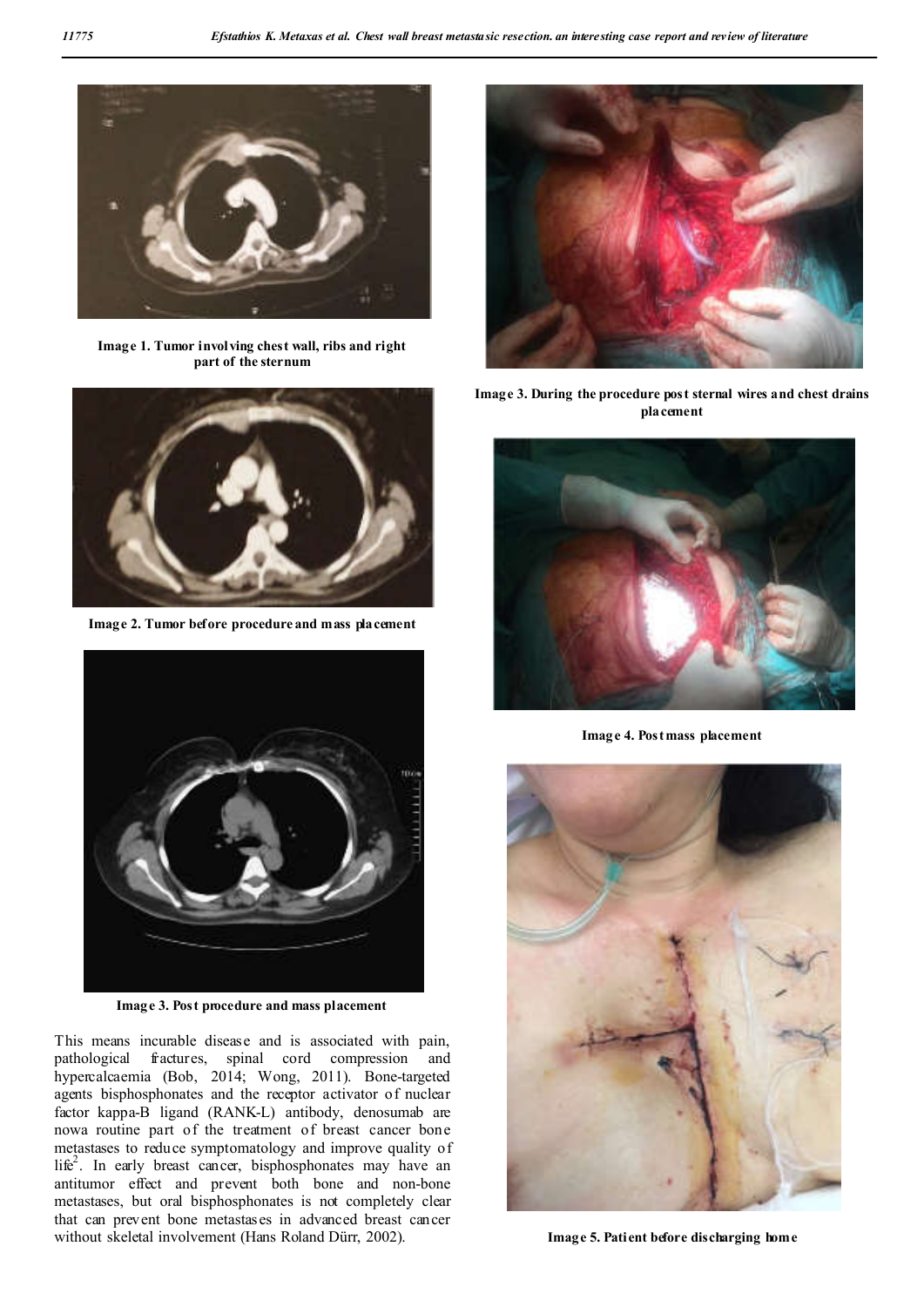Image 1. Tumor involving chest wall, ribs and right part of the sternum

Image 2. Tumor before procedure and mass placement

Image 3. Post procedure and mass placement

This means incurable disease and is associated with pain, pathological fractures, spinal cord compression and hypercalcaemia (Bob, 2014; Wong, 2011). Bone-targeted agents bisphosphonates and the receptor activator of nuclear factor kappa-B ligand (RANK-L) antibody, denosumab are nowa routine part of the treatment of breast cancer bone metastases to reduce symptomatology and improve quality of life[2]. In early breast cancer, bisphosphonates may have an antitumor effect and prevent both bone and non-bone metastases, but oral bisphosphonates is not completely clear that can prevent bone metastases in advanced breast cancer without skeletal involvement (Hans Roland Dürr, 2002).

Image 3. During the procedure post sternal wires and chest drains placement

Image 4. Post mass placement

Image 5. Patient before discharging home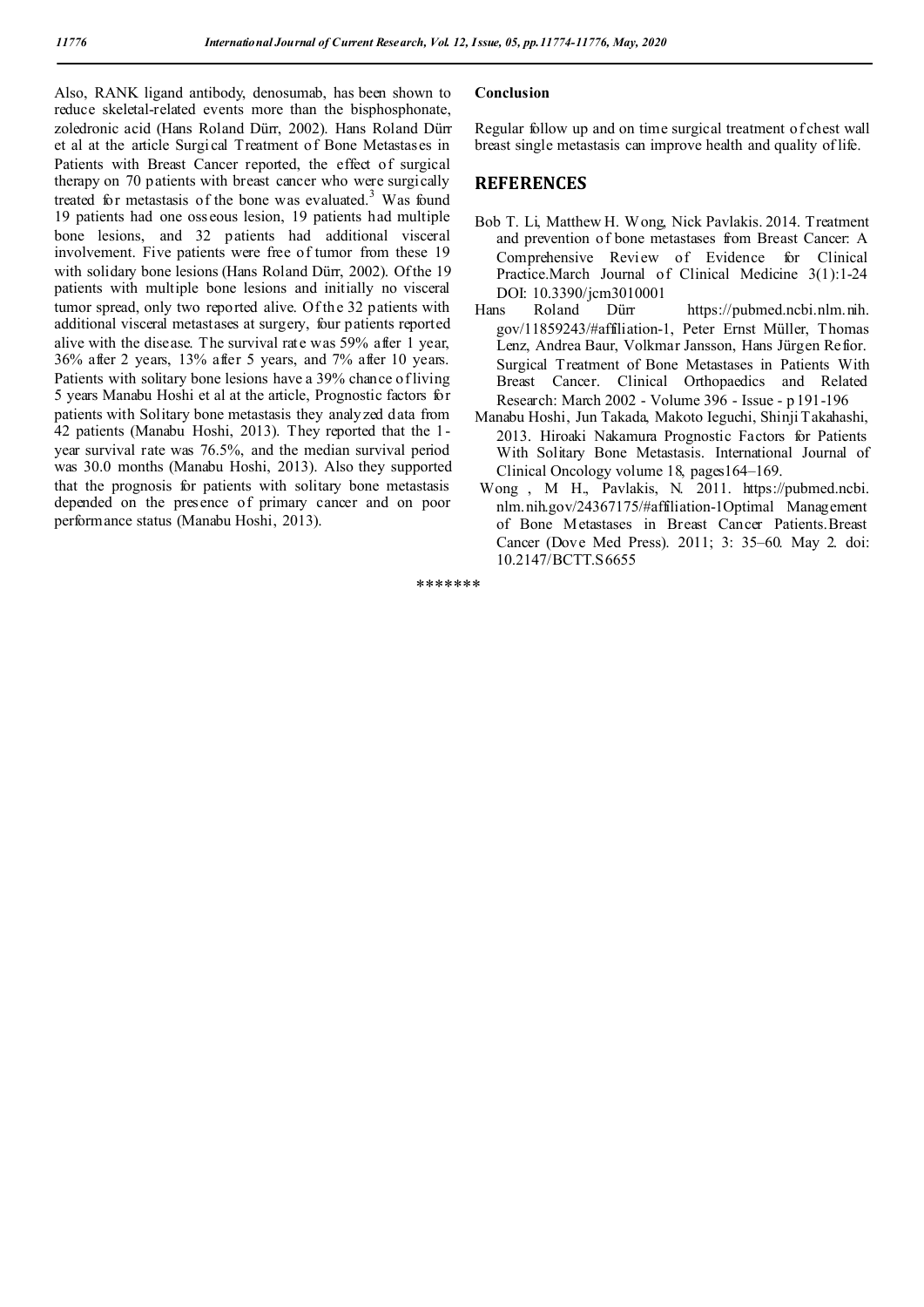Also, RANK ligand antibody, denosumab, has been shown to reduce skeletal-related events more than the bisphosphonate, zoledronic acid (Hans Roland Dürr, 2002). Hans Roland Dürr et al at the article Surgical Treatment of Bone Metastases in Patients with Breast Cancer reported, the effect of surgical therapy on 70 patients with breast cancer who were surgically treated for metastasis of the bone was evaluated.[3] Was found 19 patients had one osseous lesion, 19 patients had multiple bone lesions, and 32 patients had additional visceral involvement. Five patients were free of tumor from these 19 with solidary bone lesions (Hans Roland Dürr, 2002). Of the 19 patients with multiple bone lesions and initially no visceral tumor spread, only two reported alive. Of the 32 patients with additional visceral metastases at surgery, four patients reported alive with the disease. The survival rate was 59% after 1 year, 36% after 2 years, 13% after 5 years, and 7% after 10 years. Patients with solitary bone lesions have a 39% chance of living 5 years Manabu Hoshi et al at the article, Prognostic factors for patients with Solitary bone metastasis they analyzed data from 42 patients (Manabu Hoshi, 2013). They reported that the 1-year survival rate was 76.5%, and the median survival period was 30.0 months (Manabu Hoshi, 2013). Also they supported that the prognosis for patients with solitary bone metastasis depended on the presence of primary cancer and on poor performance status (Manabu Hoshi, 2013).

**Conclusion**

Regular follow up and on time surgical treatment of chest wall breast single metastasis can improve health and quality of life.

## REFERENCES

Bob T. Li, Matthew H. Wong, Nick Pavlakis. 2014. Treatment and prevention of bone metastases from Breast Cancer: A Comprehensive Review of Evidence for Clinical Practice.March Journal of Clinical Medicine 3(1):1-24 DOI: 10.3390/jcm3010001

Hans Roland Dürr https://pubmed.ncbi.nlm.nih.gov/11859243/#affiliation-1, Peter Ernst Müller, Thomas Lenz, Andrea Baur, Volkmar Jansson, Hans Jürgen Refior. Surgical Treatment of Bone Metastases in Patients With Breast Cancer. Clinical Orthopaedics and Related Research: March 2002 - Volume 396 - Issue - p 191-196

Manabu Hoshi, Jun Takada, Makoto Ieguchi, Shinji Takahashi, 2013. Hiroaki Nakamura Prognostic Factors for Patients With Solitary Bone Metastasis. International Journal of Clinical Oncology volume 18, pages164–169.

Wong , M H., Pavlakis, N. 2011. https://pubmed.ncbi.nlm.nih.gov/24367175/#affiliation-1Optimal Management of Bone Metastases in Breast Cancer Patients.Breast Cancer (Dove Med Press). 2011; 3: 35–60. May 2. doi: 10.2147/BCTT.S6655

\*\*\*\*\*\*\*